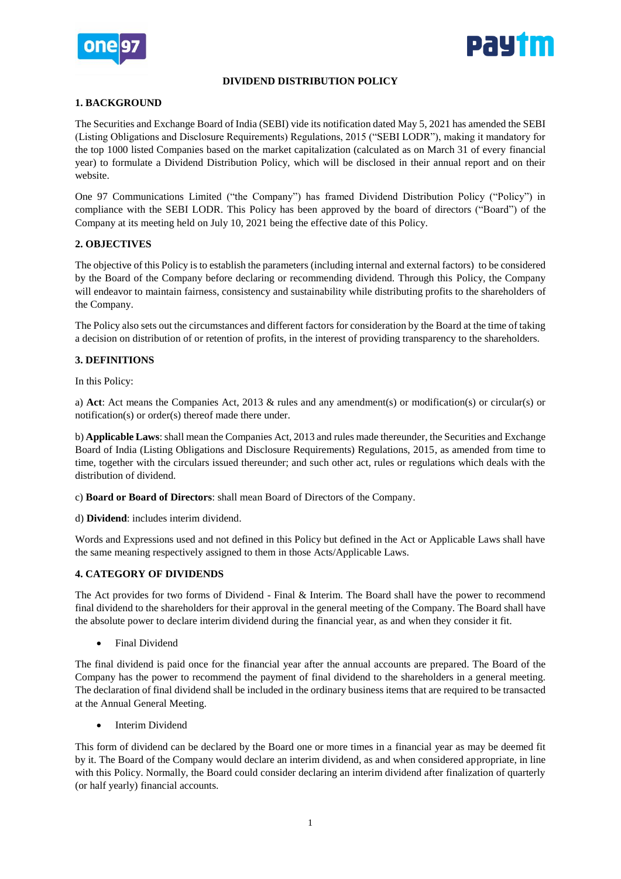# DIVIDEND DISTRIBUTION POLICY

## 1. BACKGROUND

The Securities and Exchange Board of India (SEBI) vide its notification dated May 5, 2021 has amended the SEBI (Listing Obligations and Disclosure Requirements) Regulations, 2015 ("SEBI LODR"), making it mandatory for the top 1000 listed Companies based on the market capitalization (calculated as on March 31 of every financial year) to formulate a Dividend Distribution Policy, which will be disclosed in their annual report and on their website.

One 97 Communications Limited ("the Company") has framed Dividend Distribution Policy ("Policy") in compliance with the SEBI LODR. This Policy has been approved by the board of directors ("Board") of the Company at its meeting held on July 10, 2021 being the effective date of this Policy.

## 2. OBJECTIVES

The objective of this Policy is to establish the parameters (including internal and external factors) to be considered by the Board of the Company before declaring or recommending dividend. Through this Policy, the Company will endeavor to maintain fairness, consistency and sustainability while distributing profits to the shareholders of the Company.

The Policy also sets out the circumstances and different factors for consideration by the Board at the time of taking a decision on distribution of or retention of profits, in the interest of providing transparency to the shareholders.

## 3. DEFINITIONS

In this Policy:

a) **Act**: Act means the Companies Act, 2013 & rules and any amendment(s) or modification(s) or circular(s) or notification(s) or order(s) thereof made there under.

b) **Applicable Laws**: shall mean the Companies Act, 2013 and rules made thereunder, the Securities and Exchange Board of India (Listing Obligations and Disclosure Requirements) Regulations, 2015, as amended from time to time, together with the circulars issued thereunder; and such other act, rules or regulations which deals with the distribution of dividend.

c) **Board or Board of Directors**: shall mean Board of Directors of the Company.

d) **Dividend**: includes interim dividend.

Words and Expressions used and not defined in this Policy but defined in the Act or Applicable Laws shall have the same meaning respectively assigned to them in those Acts/Applicable Laws.

## 4. CATEGORY OF DIVIDENDS

The Act provides for two forms of Dividend - Final & Interim. The Board shall have the power to recommend final dividend to the shareholders for their approval in the general meeting of the Company. The Board shall have the absolute power to declare interim dividend during the financial year, as and when they consider it fit.

- Final Dividend

The final dividend is paid once for the financial year after the annual accounts are prepared. The Board of the Company has the power to recommend the payment of final dividend to the shareholders in a general meeting. The declaration of final dividend shall be included in the ordinary business items that are required to be transacted at the Annual General Meeting.

- Interim Dividend

This form of dividend can be declared by the Board one or more times in a financial year as may be deemed fit by it. The Board of the Company would declare an interim dividend, as and when considered appropriate, in line with this Policy. Normally, the Board could consider declaring an interim dividend after finalization of quarterly (or half yearly) financial accounts.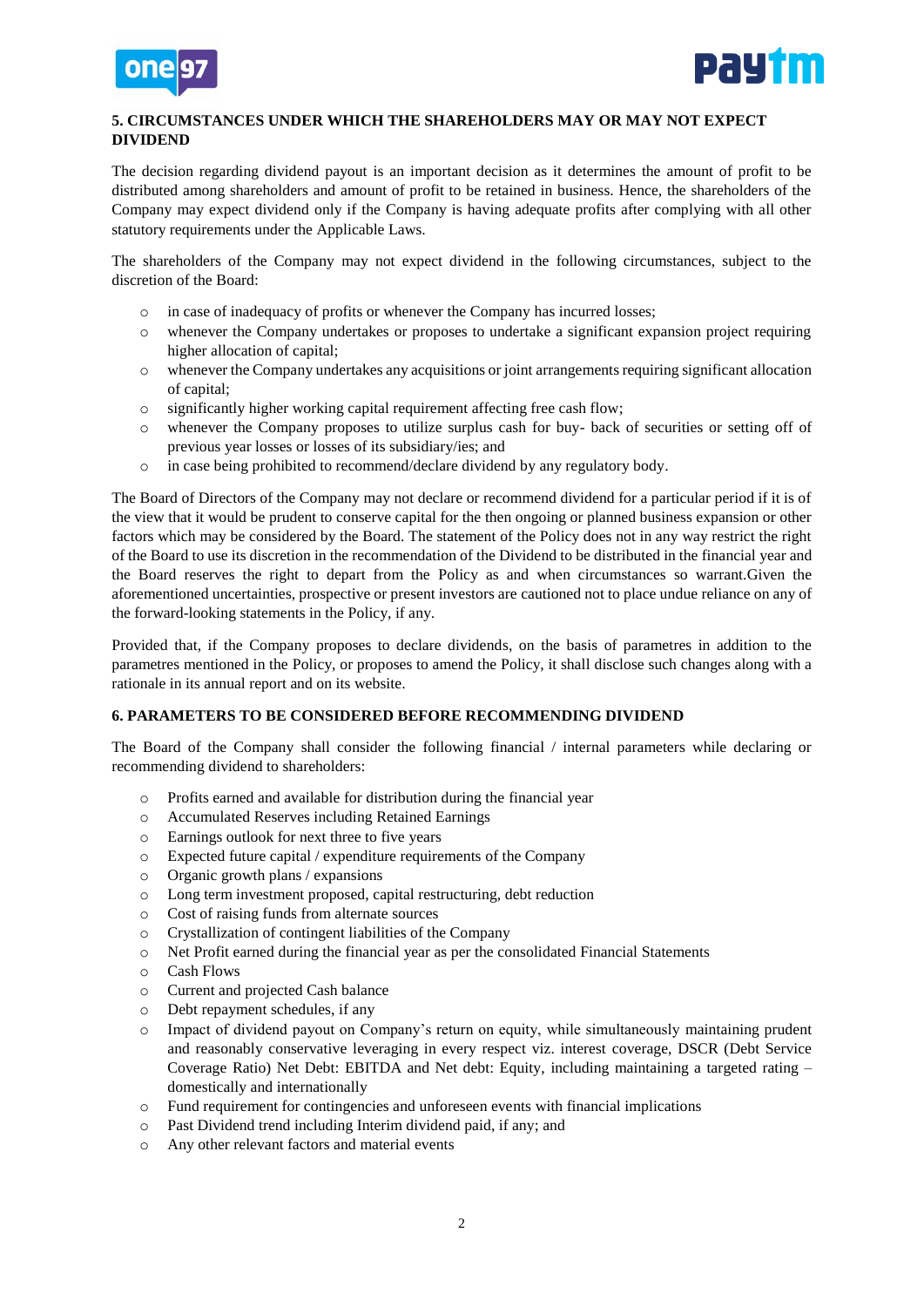## 5. CIRCUMSTANCES UNDER WHICH THE SHAREHOLDERS MAY OR MAY NOT EXPECT DIVIDEND

The decision regarding dividend payout is an important decision as it determines the amount of profit to be distributed among shareholders and amount of profit to be retained in business. Hence, the shareholders of the Company may expect dividend only if the Company is having adequate profits after complying with all other statutory requirements under the Applicable Laws.

The shareholders of the Company may not expect dividend in the following circumstances, subject to the discretion of the Board:

- in case of inadequacy of profits or whenever the Company has incurred losses;
- whenever the Company undertakes or proposes to undertake a significant expansion project requiring higher allocation of capital;
- whenever the Company undertakes any acquisitions or joint arrangements requiring significant allocation of capital;
- significantly higher working capital requirement affecting free cash flow;
- whenever the Company proposes to utilize surplus cash for buy- back of securities or setting off of previous year losses or losses of its subsidiary/ies; and
- in case being prohibited to recommend/declare dividend by any regulatory body.

The Board of Directors of the Company may not declare or recommend dividend for a particular period if it is of the view that it would be prudent to conserve capital for the then ongoing or planned business expansion or other factors which may be considered by the Board. The statement of the Policy does not in any way restrict the right of the Board to use its discretion in the recommendation of the Dividend to be distributed in the financial year and the Board reserves the right to depart from the Policy as and when circumstances so warrant.Given the aforementioned uncertainties, prospective or present investors are cautioned not to place undue reliance on any of the forward-looking statements in the Policy, if any.

Provided that, if the Company proposes to declare dividends, on the basis of parametres in addition to the parametres mentioned in the Policy, or proposes to amend the Policy, it shall disclose such changes along with a rationale in its annual report and on its website.

## 6. PARAMETERS TO BE CONSIDERED BEFORE RECOMMENDING DIVIDEND

The Board of the Company shall consider the following financial / internal parameters while declaring or recommending dividend to shareholders:

- Profits earned and available for distribution during the financial year
- Accumulated Reserves including Retained Earnings
- Earnings outlook for next three to five years
- Expected future capital / expenditure requirements of the Company
- Organic growth plans / expansions
- Long term investment proposed, capital restructuring, debt reduction
- Cost of raising funds from alternate sources
- Crystallization of contingent liabilities of the Company
- Net Profit earned during the financial year as per the consolidated Financial Statements
- Cash Flows
- Current and projected Cash balance
- Debt repayment schedules, if any
- Impact of dividend payout on Company's return on equity, while simultaneously maintaining prudent and reasonably conservative leveraging in every respect viz. interest coverage, DSCR (Debt Service Coverage Ratio) Net Debt: EBITDA and Net debt: Equity, including maintaining a targeted rating – domestically and internationally
- Fund requirement for contingencies and unforeseen events with financial implications
- Past Dividend trend including Interim dividend paid, if any; and
- Any other relevant factors and material events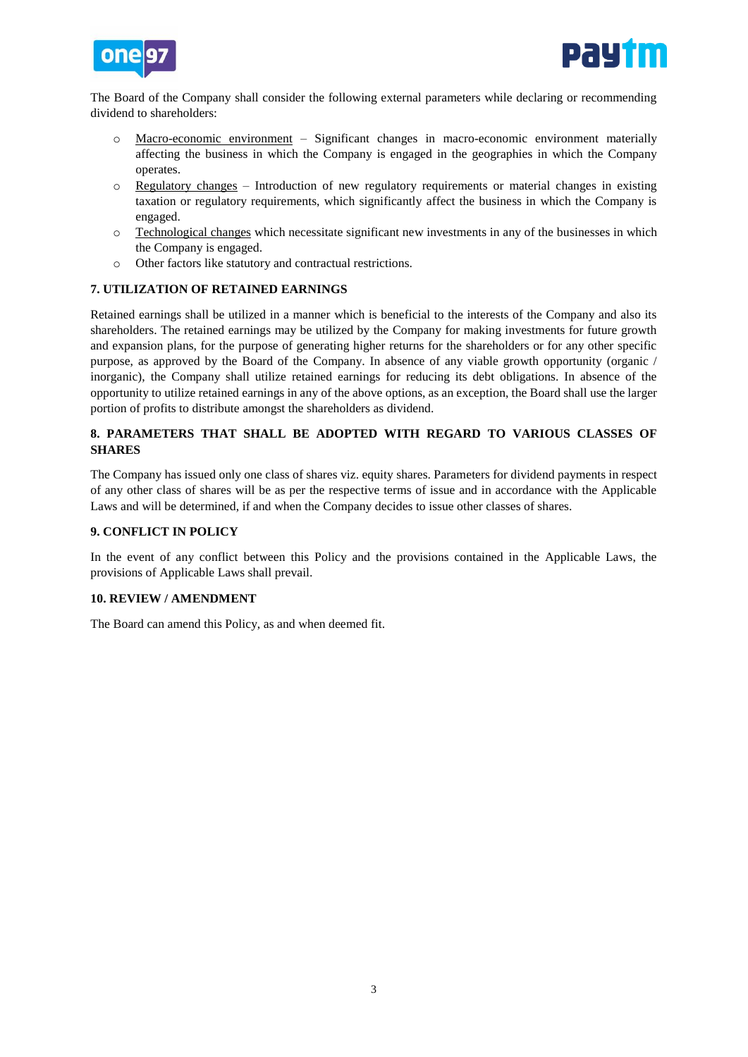The Board of the Company shall consider the following external parameters while declaring or recommending dividend to shareholders:

- Macro-economic environment – Significant changes in macro-economic environment materially affecting the business in which the Company is engaged in the geographies in which the Company operates.
- Regulatory changes – Introduction of new regulatory requirements or material changes in existing taxation or regulatory requirements, which significantly affect the business in which the Company is engaged.
- Technological changes which necessitate significant new investments in any of the businesses in which the Company is engaged.
- Other factors like statutory and contractual restrictions.

**7. UTILIZATION OF RETAINED EARNINGS**

Retained earnings shall be utilized in a manner which is beneficial to the interests of the Company and also its shareholders. The retained earnings may be utilized by the Company for making investments for future growth and expansion plans, for the purpose of generating higher returns for the shareholders or for any other specific purpose, as approved by the Board of the Company. In absence of any viable growth opportunity (organic / inorganic), the Company shall utilize retained earnings for reducing its debt obligations. In absence of the opportunity to utilize retained earnings in any of the above options, as an exception, the Board shall use the larger portion of profits to distribute amongst the shareholders as dividend.

**8. PARAMETERS THAT SHALL BE ADOPTED WITH REGARD TO VARIOUS CLASSES OF SHARES**

The Company has issued only one class of shares viz. equity shares. Parameters for dividend payments in respect of any other class of shares will be as per the respective terms of issue and in accordance with the Applicable Laws and will be determined, if and when the Company decides to issue other classes of shares.

**9. CONFLICT IN POLICY**

In the event of any conflict between this Policy and the provisions contained in the Applicable Laws, the provisions of Applicable Laws shall prevail.

**10. REVIEW / AMENDMENT**

The Board can amend this Policy, as and when deemed fit.